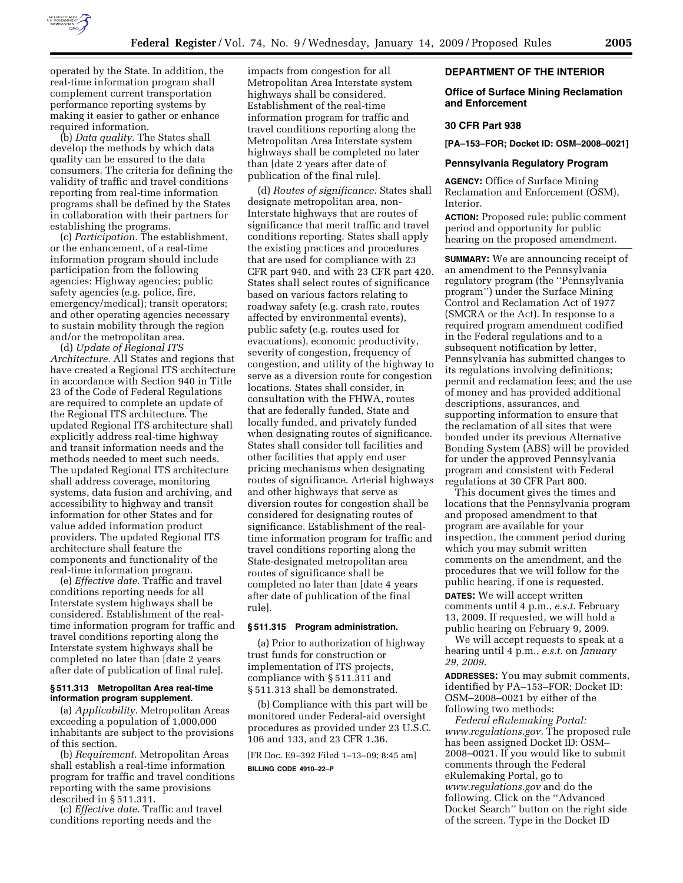operated by the State. In addition, the real-time information program shall complement current transportation performance reporting systems by making it easier to gather or enhance required information.

(b) *Data quality.* The States shall develop the methods by which data quality can be ensured to the data consumers. The criteria for defining the validity of traffic and travel conditions reporting from real-time information programs shall be defined by the States in collaboration with their partners for establishing the programs.

(c) *Participation.* The establishment, or the enhancement, of a real-time information program should include participation from the following agencies: Highway agencies; public safety agencies (e.g. police, fire, emergency/medical); transit operators; and other operating agencies necessary to sustain mobility through the region and/or the metropolitan area.

(d) *Update of Regional ITS Architecture.* All States and regions that have created a Regional ITS architecture in accordance with Section 940 in Title 23 of the Code of Federal Regulations are required to complete an update of the Regional ITS architecture. The updated Regional ITS architecture shall explicitly address real-time highway and transit information needs and the methods needed to meet such needs. The updated Regional ITS architecture shall address coverage, monitoring systems, data fusion and archiving, and accessibility to highway and transit information for other States and for value added information product providers. The updated Regional ITS architecture shall feature the components and functionality of the real-time information program.

(e) *Effective date.* Traffic and travel conditions reporting needs for all Interstate system highways shall be considered. Establishment of the real-time information program for traffic and travel conditions reporting along the Interstate system highways shall be completed no later than [date 2 years after date of publication of final rule].

### § 511.313 Metropolitan Area real-time information program supplement.

(a) *Applicability.* Metropolitan Areas exceeding a population of 1,000,000 inhabitants are subject to the provisions of this section.

(b) *Requirement.* Metropolitan Areas shall establish a real-time information program for traffic and travel conditions reporting with the same provisions described in § 511.311.

(c) *Effective date.* Traffic and travel conditions reporting needs and the impacts from congestion for all Metropolitan Area Interstate system highways shall be considered. Establishment of the real-time information program for traffic and travel conditions reporting along the Metropolitan Area Interstate system highways shall be completed no later than [date 2 years after date of publication of the final rule].

(d) *Routes of significance.* States shall designate metropolitan area, non-Interstate highways that are routes of significance that merit traffic and travel conditions reporting. States shall apply the existing practices and procedures that are used for compliance with 23 CFR part 940, and with 23 CFR part 420. States shall select routes of significance based on various factors relating to roadway safety (e.g. crash rate, routes affected by environmental events), public safety (e.g. routes used for evacuations), economic productivity, severity of congestion, frequency of congestion, and utility of the highway to serve as a diversion route for congestion locations. States shall consider, in consultation with the FHWA, routes that are federally funded, State and locally funded, and privately funded when designating routes of significance. States shall consider toll facilities and other facilities that apply end user pricing mechanisms when designating routes of significance. Arterial highways and other highways that serve as diversion routes for congestion shall be considered for designating routes of significance. Establishment of the real-time information program for traffic and travel conditions reporting along the State-designated metropolitan area routes of significance shall be completed no later than [date 4 years after date of publication of the final rule].

### § 511.315 Program administration.

(a) Prior to authorization of highway trust funds for construction or implementation of ITS projects, compliance with § 511.311 and § 511.313 shall be demonstrated.

(b) Compliance with this part will be monitored under Federal-aid oversight procedures as provided under 23 U.S.C. 106 and 133, and 23 CFR 1.36.

[FR Doc. E9–392 Filed 1–13–09; 8:45 am]

**BILLING CODE 4910–22–P**

## DEPARTMENT OF THE INTERIOR

### Office of Surface Mining Reclamation and Enforcement

### 30 CFR Part 938

**[PA–153–FOR; Docket ID: OSM–2008–0021]**

### Pennsylvania Regulatory Program

**AGENCY:** Office of Surface Mining Reclamation and Enforcement (OSM), Interior.

**ACTION:** Proposed rule; public comment period and opportunity for public hearing on the proposed amendment.

**SUMMARY:** We are announcing receipt of an amendment to the Pennsylvania regulatory program (the ''Pennsylvania program'') under the Surface Mining Control and Reclamation Act of 1977 (SMCRA or the Act). In response to a required program amendment codified in the Federal regulations and to a subsequent notification by letter, Pennsylvania has submitted changes to its regulations involving definitions; permit and reclamation fees; and the use of money and has provided additional descriptions, assurances, and supporting information to ensure that the reclamation of all sites that were bonded under its previous Alternative Bonding System (ABS) will be provided for under the approved Pennsylvania program and consistent with Federal regulations at 30 CFR Part 800.

This document gives the times and locations that the Pennsylvania program and proposed amendment to that program are available for your inspection, the comment period during which you may submit written comments on the amendment, and the procedures that we will follow for the public hearing, if one is requested.

**DATES:** We will accept written comments until 4 p.m., *e.s.t.* February 13, 2009. If requested, we will hold a public hearing on February 9, 2009.

We will accept requests to speak at a hearing until 4 p.m., *e.s.t.* on *January 29, 2009.*

**ADDRESSES:** You may submit comments, identified by PA–153–FOR; Docket ID: OSM–2008–0021 by either of the following two methods:

*Federal eRulemaking Portal: www.regulations.gov.* The proposed rule has been assigned Docket ID: OSM–2008–0021. If you would like to submit comments through the Federal eRulemaking Portal, go to *www.regulations.gov* and do the following. Click on the ''Advanced Docket Search'' button on the right side of the screen. Type in the Docket ID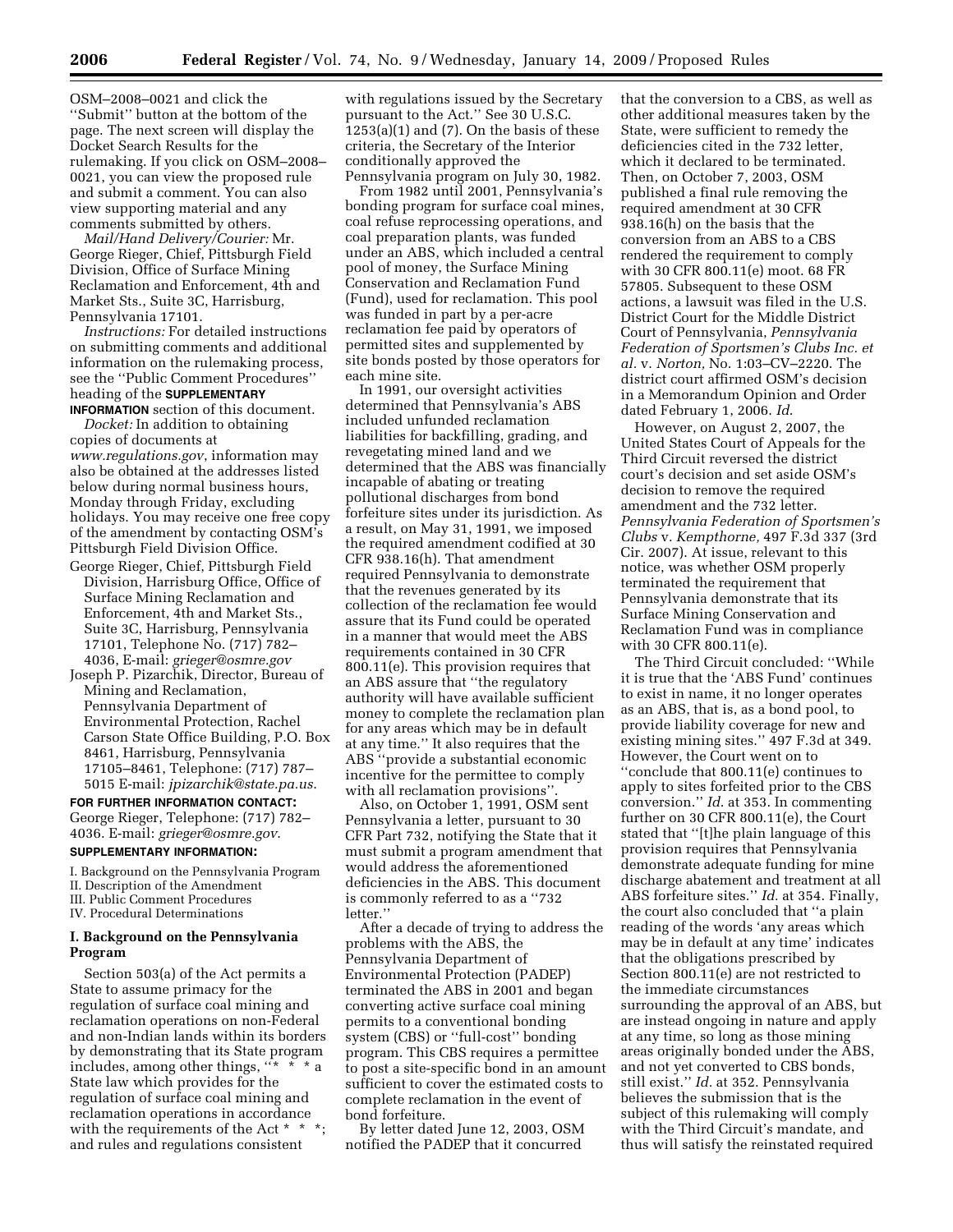OSM–2008–0021 and click the ''Submit'' button at the bottom of the page. The next screen will display the Docket Search Results for the rulemaking. If you click on OSM–2008–0021, you can view the proposed rule and submit a comment. You can also view supporting material and any comments submitted by others.

*Mail/Hand Delivery/Courier:* Mr. George Rieger, Chief, Pittsburgh Field Division, Office of Surface Mining Reclamation and Enforcement, 4th and Market Sts., Suite 3C, Harrisburg, Pennsylvania 17101.

*Instructions:* For detailed instructions on submitting comments and additional information on the rulemaking process, see the ''Public Comment Procedures'' heading of the **SUPPLEMENTARY INFORMATION** section of this document.

*Docket:* In addition to obtaining copies of documents at *www.regulations.gov*, information may also be obtained at the addresses listed below during normal business hours, Monday through Friday, excluding holidays. You may receive one free copy of the amendment by contacting OSM's Pittsburgh Field Division Office.

George Rieger, Chief, Pittsburgh Field Division, Harrisburg Office, Office of Surface Mining Reclamation and Enforcement, 4th and Market Sts., Suite 3C, Harrisburg, Pennsylvania 17101, Telephone No. (717) 782–4036, E-mail: *grieger@osmre.gov*

Joseph P. Pizarchik, Director, Bureau of Mining and Reclamation, Pennsylvania Department of Environmental Protection, Rachel Carson State Office Building, P.O. Box 8461, Harrisburg, Pennsylvania 17105–8461, Telephone: (717) 787–5015 E-mail: *jpizarchik@state.pa.us*.

**FOR FURTHER INFORMATION CONTACT:** George Rieger, Telephone: (717) 782–4036. E-mail: *grieger@osmre.gov*.

**SUPPLEMENTARY INFORMATION:**

I. Background on the Pennsylvania Program
II. Description of the Amendment
III. Public Comment Procedures
IV. Procedural Determinations

## I. Background on the Pennsylvania Program

Section 503(a) of the Act permits a State to assume primacy for the regulation of surface coal mining and reclamation operations on non-Federal and non-Indian lands within its borders by demonstrating that its State program includes, among other things, ''* * * a State law which provides for the regulation of surface coal mining and reclamation operations in accordance with the requirements of the Act * * *; and rules and regulations consistent with regulations issued by the Secretary pursuant to the Act.'' See 30 U.S.C. 1253(a)(1) and (7). On the basis of these criteria, the Secretary of the Interior conditionally approved the Pennsylvania program on July 30, 1982.

From 1982 until 2001, Pennsylvania's bonding program for surface coal mines, coal refuse reprocessing operations, and coal preparation plants, was funded under an ABS, which included a central pool of money, the Surface Mining Conservation and Reclamation Fund (Fund), used for reclamation. This pool was funded in part by a per-acre reclamation fee paid by operators of permitted sites and supplemented by site bonds posted by those operators for each mine site.

In 1991, our oversight activities determined that Pennsylvania's ABS included unfunded reclamation liabilities for backfilling, grading, and revegetating mined land and we determined that the ABS was financially incapable of abating or treating pollutional discharges from bond forfeiture sites under its jurisdiction. As a result, on May 31, 1991, we imposed the required amendment codified at 30 CFR 938.16(h). That amendment required Pennsylvania to demonstrate that the revenues generated by its collection of the reclamation fee would assure that its Fund could be operated in a manner that would meet the ABS requirements contained in 30 CFR 800.11(e). This provision requires that an ABS assure that ''the regulatory authority will have available sufficient money to complete the reclamation plan for any areas which may be in default at any time.'' It also requires that the ABS ''provide a substantial economic incentive for the permittee to comply with all reclamation provisions''.

Also, on October 1, 1991, OSM sent Pennsylvania a letter, pursuant to 30 CFR Part 732, notifying the State that it must submit a program amendment that would address the aforementioned deficiencies in the ABS. This document is commonly referred to as a ''732 letter.''

After a decade of trying to address the problems with the ABS, the Pennsylvania Department of Environmental Protection (PADEP) terminated the ABS in 2001 and began converting active surface coal mining permits to a conventional bonding system (CBS) or ''full-cost'' bonding program. This CBS requires a permittee to post a site-specific bond in an amount sufficient to cover the estimated costs to complete reclamation in the event of bond forfeiture.

By letter dated June 12, 2003, OSM notified the PADEP that it concurred that the conversion to a CBS, as well as other additional measures taken by the State, were sufficient to remedy the deficiencies cited in the 732 letter, which it declared to be terminated. Then, on October 7, 2003, OSM published a final rule removing the required amendment at 30 CFR 938.16(h) on the basis that the conversion from an ABS to a CBS rendered the requirement to comply with 30 CFR 800.11(e) moot. 68 FR 57805. Subsequent to these OSM actions, a lawsuit was filed in the U.S. District Court for the Middle District Court of Pennsylvania, *Pennsylvania Federation of Sportsmen's Clubs Inc. et al.* v. *Norton,* No. 1:03–CV–2220. The district court affirmed OSM's decision in a Memorandum Opinion and Order dated February 1, 2006. *Id.*

However, on August 2, 2007, the United States Court of Appeals for the Third Circuit reversed the district court's decision and set aside OSM's decision to remove the required amendment and the 732 letter. *Pennsylvania Federation of Sportsmen's Clubs* v. *Kempthorne,* 497 F.3d 337 (3rd Cir. 2007). At issue, relevant to this notice, was whether OSM properly terminated the requirement that Pennsylvania demonstrate that its Surface Mining Conservation and Reclamation Fund was in compliance with 30 CFR 800.11(e).

The Third Circuit concluded: ''While it is true that the 'ABS Fund' continues to exist in name, it no longer operates as an ABS, that is, as a bond pool, to provide liability coverage for new and existing mining sites.'' 497 F.3d at 349. However, the Court went on to ''conclude that 800.11(e) continues to apply to sites forfeited prior to the CBS conversion.'' *Id.* at 353. In commenting further on 30 CFR 800.11(e), the Court stated that ''[t]he plain language of this provision requires that Pennsylvania demonstrate adequate funding for mine discharge abatement and treatment at all ABS forfeiture sites.'' *Id.* at 354. Finally, the court also concluded that ''a plain reading of the words 'any areas which may be in default at any time' indicates that the obligations prescribed by Section 800.11(e) are not restricted to the immediate circumstances surrounding the approval of an ABS, but are instead ongoing in nature and apply at any time, so long as those mining areas originally bonded under the ABS, and not yet converted to CBS bonds, still exist.'' *Id.* at 352. Pennsylvania believes the submission that is the subject of this rulemaking will comply with the Third Circuit's mandate, and thus will satisfy the reinstated required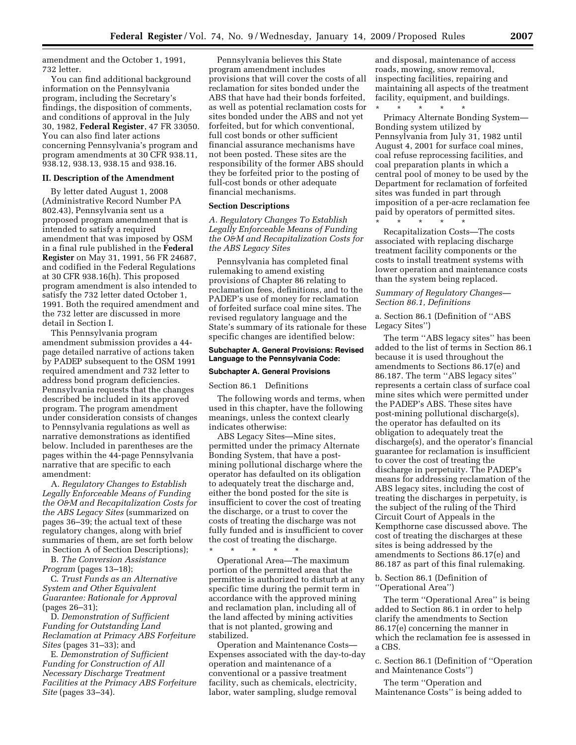amendment and the October 1, 1991, 732 letter.

You can find additional background information on the Pennsylvania program, including the Secretary's findings, the disposition of comments, and conditions of approval in the July 30, 1982, **Federal Register**, 47 FR 33050. You can also find later actions concerning Pennsylvania's program and program amendments at 30 CFR 938.11, 938.12, 938.13, 938.15 and 938.16.

## II. Description of the Amendment

By letter dated August 1, 2008 (Administrative Record Number PA 802.43), Pennsylvania sent us a proposed program amendment that is intended to satisfy a required amendment that was imposed by OSM in a final rule published in the **Federal Register** on May 31, 1991, 56 FR 24687, and codified in the Federal Regulations at 30 CFR 938.16(h). This proposed program amendment is also intended to satisfy the 732 letter dated October 1, 1991. Both the required amendment and the 732 letter are discussed in more detail in Section I.

This Pennsylvania program amendment submission provides a 44-page detailed narrative of actions taken by PADEP subsequent to the OSM 1991 required amendment and 732 letter to address bond program deficiencies. Pennsylvania requests that the changes described be included in its approved program. The program amendment under consideration consists of changes to Pennsylvania regulations as well as narrative demonstrations as identified below. Included in parentheses are the pages within the 44-page Pennsylvania narrative that are specific to each amendment:

A. *Regulatory Changes to Establish Legally Enforceable Means of Funding the O&M and Recapitalization Costs for the ABS Legacy Sites* (summarized on pages 36–39; the actual text of these regulatory changes, along with brief summaries of them, are set forth below in Section A of Section Descriptions);

B. *The Conversion Assistance Program* (pages 13–18);

C. *Trust Funds as an Alternative System and Other Equivalent Guarantee: Rationale for Approval* (pages 26–31);

D. *Demonstration of Sufficient Funding for Outstanding Land Reclamation at Primacy ABS Forfeiture Sites* (pages 31–33); and

E. *Demonstration of Sufficient Funding for Construction of All Necessary Discharge Treatment Facilities at the Primacy ABS Forfeiture Site* (pages 33–34).

Pennsylvania believes this State program amendment includes provisions that will cover the costs of all reclamation for sites bonded under the ABS that have had their bonds forfeited, as well as potential reclamation costs for sites bonded under the ABS and not yet forfeited, but for which conventional, full cost bonds or other sufficient financial assurance mechanisms have not been posted. These sites are the responsibility of the former ABS should they be forfeited prior to the posting of full-cost bonds or other adequate financial mechanisms.

### Section Descriptions

*A. Regulatory Changes To Establish Legally Enforceable Means of Funding the O&M and Recapitalization Costs for the ABS Legacy Sites*

Pennsylvania has completed final rulemaking to amend existing provisions of Chapter 86 relating to reclamation fees, definitions, and to the PADEP's use of money for reclamation of forfeited surface coal mine sites. The revised regulatory language and the State's summary of its rationale for these specific changes are identified below:

#### Subchapter A. General Provisions: Revised Language to the Pennsylvania Code:

#### Subchapter A. General Provisions

Section 86.1 Definitions

The following words and terms, when used in this chapter, have the following meanings, unless the context clearly indicates otherwise:

ABS Legacy Sites—Mine sites, permitted under the primacy Alternate Bonding System, that have a post-mining pollutional discharge where the operator has defaulted on its obligation to adequately treat the discharge and, either the bond posted for the site is insufficient to cover the cost of treating the discharge, or a trust to cover the costs of treating the discharge was not fully funded and is insufficient to cover the cost of treating the discharge.

\* \* \* \* \*

Operational Area—The maximum portion of the permitted area that the permittee is authorized to disturb at any specific time during the permit term in accordance with the approved mining and reclamation plan, including all of the land affected by mining activities that is not planted, growing and stabilized.

Operation and Maintenance Costs—Expenses associated with the day-to-day operation and maintenance of a conventional or a passive treatment facility, such as chemicals, electricity, labor, water sampling, sludge removal and disposal, maintenance of access roads, mowing, snow removal, inspecting facilities, repairing and maintaining all aspects of the treatment facility, equipment, and buildings.

\* \* \* \* \*

Primacy Alternate Bonding System—Bonding system utilized by Pennsylvania from July 31, 1982 until August 4, 2001 for surface coal mines, coal refuse reprocessing facilities, and coal preparation plants in which a central pool of money to be used by the Department for reclamation of forfeited sites was funded in part through imposition of a per-acre reclamation fee paid by operators of permitted sites.

\* \* \* \* \*

Recapitalization Costs—The costs associated with replacing discharge treatment facility components or the costs to install treatment systems with lower operation and maintenance costs than the system being replaced.

*Summary of Regulatory Changes—Section 86.1, Definitions*

a. Section 86.1 (Definition of ''ABS Legacy Sites'')

The term ''ABS legacy sites'' has been added to the list of terms in Section 86.1 because it is used throughout the amendments to Sections 86.17(e) and 86.187. The term ''ABS legacy sites'' represents a certain class of surface coal mine sites which were permitted under the PADEP's ABS. These sites have post-mining pollutional discharge(s), the operator has defaulted on its obligation to adequately treat the discharge(s), and the operator's financial guarantee for reclamation is insufficient to cover the cost of treating the discharge in perpetuity. The PADEP's means for addressing reclamation of the ABS legacy sites, including the cost of treating the discharges in perpetuity, is the subject of the ruling of the Third Circuit Court of Appeals in the Kempthorne case discussed above. The cost of treating the discharges at these sites is being addressed by the amendments to Sections 86.17(e) and 86.187 as part of this final rulemaking.

b. Section 86.1 (Definition of ''Operational Area'')

The term ''Operational Area'' is being added to Section 86.1 in order to help clarify the amendments to Section 86.17(e) concerning the manner in which the reclamation fee is assessed in a CBS.

c. Section 86.1 (Definition of ''Operation and Maintenance Costs'')

The term ''Operation and Maintenance Costs'' is being added to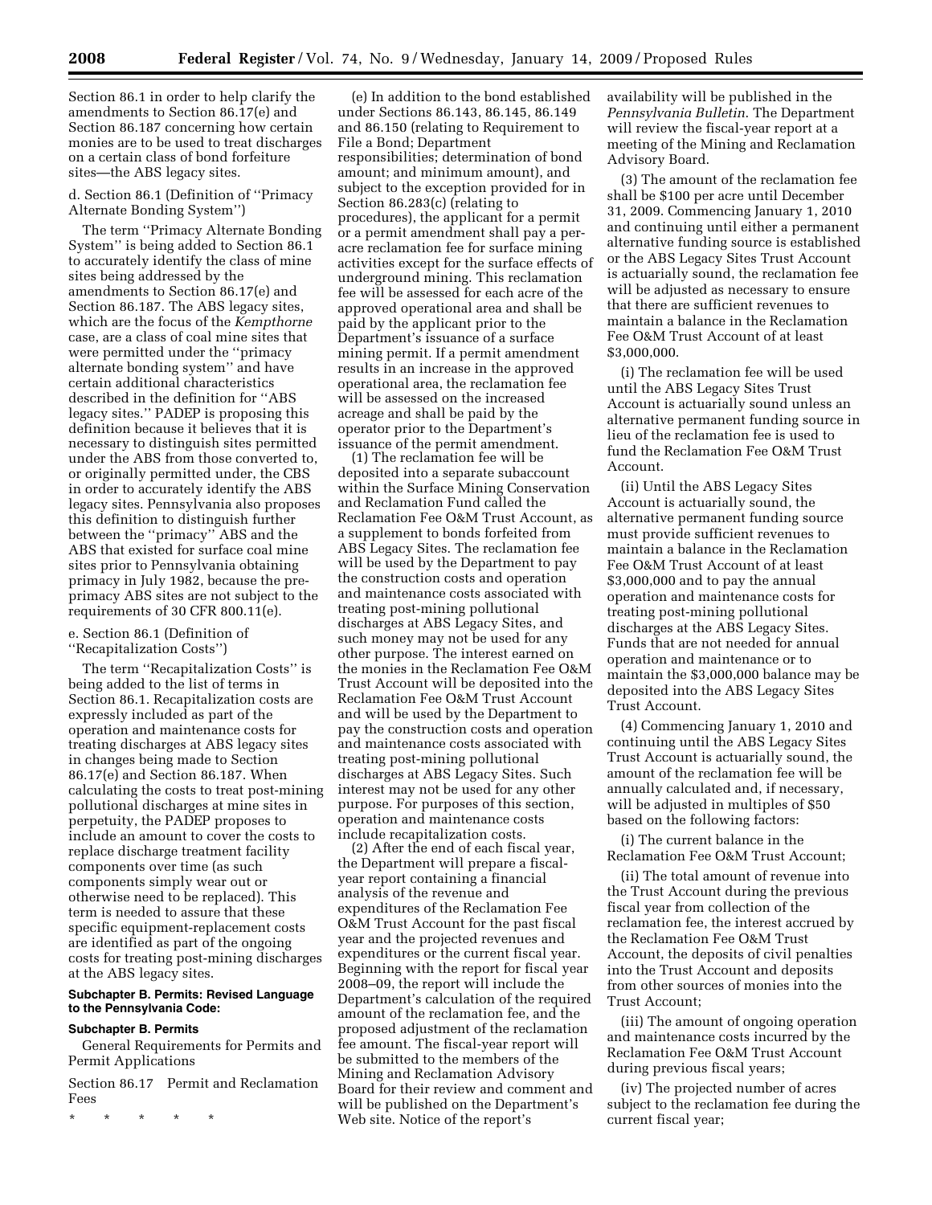Section 86.1 in order to help clarify the amendments to Section 86.17(e) and Section 86.187 concerning how certain monies are to be used to treat discharges on a certain class of bond forfeiture sites—the ABS legacy sites.

d. Section 86.1 (Definition of ''Primacy Alternate Bonding System'')

The term ''Primacy Alternate Bonding System'' is being added to Section 86.1 to accurately identify the class of mine sites being addressed by the amendments to Section 86.17(e) and Section 86.187. The ABS legacy sites, which are the focus of the *Kempthorne* case, are a class of coal mine sites that were permitted under the ''primacy alternate bonding system'' and have certain additional characteristics described in the definition for ''ABS legacy sites.'' PADEP is proposing this definition because it believes that it is necessary to distinguish sites permitted under the ABS from those converted to, or originally permitted under, the CBS in order to accurately identify the ABS legacy sites. Pennsylvania also proposes this definition to distinguish further between the ''primacy'' ABS and the ABS that existed for surface coal mine sites prior to Pennsylvania obtaining primacy in July 1982, because the pre-primacy ABS sites are not subject to the requirements of 30 CFR 800.11(e).

e. Section 86.1 (Definition of ''Recapitalization Costs'')

The term ''Recapitalization Costs'' is being added to the list of terms in Section 86.1. Recapitalization costs are expressly included as part of the operation and maintenance costs for treating discharges at ABS legacy sites in changes being made to Section 86.17(e) and Section 86.187. When calculating the costs to treat post-mining pollutional discharges at mine sites in perpetuity, the PADEP proposes to include an amount to cover the costs to replace discharge treatment facility components over time (as such components simply wear out or otherwise need to be replaced). This term is needed to assure that these specific equipment-replacement costs are identified as part of the ongoing costs for treating post-mining discharges at the ABS legacy sites.

#### Subchapter B. Permits: Revised Language to the Pennsylvania Code:

#### Subchapter B. Permits

General Requirements for Permits and Permit Applications

Section 86.17 Permit and Reclamation Fees

\* \* \* \* \*

(e) In addition to the bond established under Sections 86.143, 86.145, 86.149 and 86.150 (relating to Requirement to File a Bond; Department responsibilities; determination of bond amount; and minimum amount), and subject to the exception provided for in Section 86.283(c) (relating to procedures), the applicant for a permit or a permit amendment shall pay a per-acre reclamation fee for surface mining activities except for the surface effects of underground mining. This reclamation fee will be assessed for each acre of the approved operational area and shall be paid by the applicant prior to the Department's issuance of a surface mining permit. If a permit amendment results in an increase in the approved operational area, the reclamation fee will be assessed on the increased acreage and shall be paid by the operator prior to the Department's issuance of the permit amendment.

(1) The reclamation fee will be deposited into a separate subaccount within the Surface Mining Conservation and Reclamation Fund called the Reclamation Fee O&M Trust Account, as a supplement to bonds forfeited from ABS Legacy Sites. The reclamation fee will be used by the Department to pay the construction costs and operation and maintenance costs associated with treating post-mining pollutional discharges at ABS Legacy Sites, and such money may not be used for any other purpose. The interest earned on the monies in the Reclamation Fee O&M Trust Account will be deposited into the Reclamation Fee O&M Trust Account and will be used by the Department to pay the construction costs and operation and maintenance costs associated with treating post-mining pollutional discharges at ABS Legacy Sites. Such interest may not be used for any other purpose. For purposes of this section, operation and maintenance costs include recapitalization costs.

(2) After the end of each fiscal year, the Department will prepare a fiscal-year report containing a financial analysis of the revenue and expenditures of the Reclamation Fee O&M Trust Account for the past fiscal year and the projected revenues and expenditures or the current fiscal year. Beginning with the report for fiscal year 2008–09, the report will include the Department's calculation of the required amount of the reclamation fee, and the proposed adjustment of the reclamation fee amount. The fiscal-year report will be submitted to the members of the Mining and Reclamation Advisory Board for their review and comment and will be published on the Department's Web site. Notice of the report's availability will be published in the *Pennsylvania Bulletin*. The Department will review the fiscal-year report at a meeting of the Mining and Reclamation Advisory Board.

(3) The amount of the reclamation fee shall be $100 per acre until December 31, 2009. Commencing January 1, 2010 and continuing until either a permanent alternative funding source is established or the ABS Legacy Sites Trust Account is actuarially sound, the reclamation fee will be adjusted as necessary to ensure that there are sufficient revenues to maintain a balance in the Reclamation Fee O&M Trust Account of at least $3,000,000.

(i) The reclamation fee will be used until the ABS Legacy Sites Trust Account is actuarially sound unless an alternative permanent funding source in lieu of the reclamation fee is used to fund the Reclamation Fee O&M Trust Account.

(ii) Until the ABS Legacy Sites Account is actuarially sound, the alternative permanent funding source must provide sufficient revenues to maintain a balance in the Reclamation Fee O&M Trust Account of at least $3,000,000 and to pay the annual operation and maintenance costs for treating post-mining pollutional discharges at the ABS Legacy Sites. Funds that are not needed for annual operation and maintenance or to maintain the $3,000,000 balance may be deposited into the ABS Legacy Sites Trust Account.

(4) Commencing January 1, 2010 and continuing until the ABS Legacy Sites Trust Account is actuarially sound, the amount of the reclamation fee will be annually calculated and, if necessary, will be adjusted in multiples of $50 based on the following factors:

(i) The current balance in the Reclamation Fee O&M Trust Account;

(ii) The total amount of revenue into the Trust Account during the previous fiscal year from collection of the reclamation fee, the interest accrued by the Reclamation Fee O&M Trust Account, the deposits of civil penalties into the Trust Account and deposits from other sources of monies into the Trust Account;

(iii) The amount of ongoing operation and maintenance costs incurred by the Reclamation Fee O&M Trust Account during previous fiscal years;

(iv) The projected number of acres subject to the reclamation fee during the current fiscal year;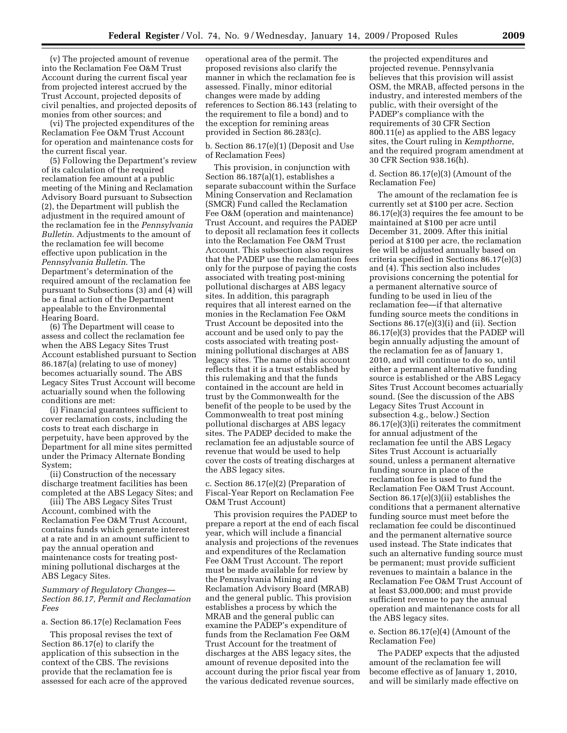(v) The projected amount of revenue into the Reclamation Fee O&M Trust Account during the current fiscal year from projected interest accrued by the Trust Account, projected deposits of civil penalties, and projected deposits of monies from other sources; and

(vi) The projected expenditures of the Reclamation Fee O&M Trust Account for operation and maintenance costs for the current fiscal year.

(5) Following the Department's review of its calculation of the required reclamation fee amount at a public meeting of the Mining and Reclamation Advisory Board pursuant to Subsection (2), the Department will publish the adjustment in the required amount of the reclamation fee in the *Pennsylvania Bulletin*. Adjustments to the amount of the reclamation fee will become effective upon publication in the *Pennsylvania Bulletin*. The Department's determination of the required amount of the reclamation fee pursuant to Subsections (3) and (4) will be a final action of the Department appealable to the Environmental Hearing Board.

(6) The Department will cease to assess and collect the reclamation fee when the ABS Legacy Sites Trust Account established pursuant to Section 86.187(a) (relating to use of money) becomes actuarially sound. The ABS Legacy Sites Trust Account will become actuarially sound when the following conditions are met:

(i) Financial guarantees sufficient to cover reclamation costs, including the costs to treat each discharge in perpetuity, have been approved by the Department for all mine sites permitted under the Primacy Alternate Bonding System;

(ii) Construction of the necessary discharge treatment facilities has been completed at the ABS Legacy Sites; and

(iii) The ABS Legacy Sites Trust Account, combined with the Reclamation Fee O&M Trust Account, contains funds which generate interest at a rate and in an amount sufficient to pay the annual operation and maintenance costs for treating post-mining pollutional discharges at the ABS Legacy Sites.

*Summary of Regulatory Changes—Section 86.17, Permit and Reclamation Fees*

a. Section 86.17(e) Reclamation Fees

This proposal revises the text of Section 86.17(e) to clarify the application of this subsection in the context of the CBS. The revisions provide that the reclamation fee is assessed for each acre of the approved operational area of the permit. The proposed revisions also clarify the manner in which the reclamation fee is assessed. Finally, minor editorial changes were made by adding references to Section 86.143 (relating to the requirement to file a bond) and to the exception for remining areas provided in Section 86.283(c).

b. Section 86.17(e)(1) (Deposit and Use of Reclamation Fees)

This provision, in conjunction with Section 86.187(a)(1), establishes a separate subaccount within the Surface Mining Conservation and Reclamation (SMCR) Fund called the Reclamation Fee O&M (operation and maintenance) Trust Account, and requires the PADEP to deposit all reclamation fees it collects into the Reclamation Fee O&M Trust Account. This subsection also requires that the PADEP use the reclamation fees only for the purpose of paying the costs associated with treating post-mining pollutional discharges at ABS legacy sites. In addition, this paragraph requires that all interest earned on the monies in the Reclamation Fee O&M Trust Account be deposited into the account and be used only to pay the costs associated with treating post-mining pollutional discharges at ABS legacy sites. The name of this account reflects that it is a trust established by this rulemaking and that the funds contained in the account are held in trust by the Commonwealth for the benefit of the people to be used by the Commonwealth to treat post mining pollutional discharges at ABS legacy sites. The PADEP decided to make the reclamation fee an adjustable source of revenue that would be used to help cover the costs of treating discharges at the ABS legacy sites.

c. Section 86.17(e)(2) (Preparation of Fiscal-Year Report on Reclamation Fee O&M Trust Account)

This provision requires the PADEP to prepare a report at the end of each fiscal year, which will include a financial analysis and projections of the revenues and expenditures of the Reclamation Fee O&M Trust Account. The report must be made available for review by the Pennsylvania Mining and Reclamation Advisory Board (MRAB) and the general public. This provision establishes a process by which the MRAB and the general public can examine the PADEP's expenditure of funds from the Reclamation Fee O&M Trust Account for the treatment of discharges at the ABS legacy sites, the amount of revenue deposited into the account during the prior fiscal year from the various dedicated revenue sources, the projected expenditures and projected revenue. Pennsylvania believes that this provision will assist OSM, the MRAB, affected persons in the industry, and interested members of the public, with their oversight of the PADEP's compliance with the requirements of 30 CFR Section 800.11(e) as applied to the ABS legacy sites, the Court ruling in *Kempthorne*, and the required program amendment at 30 CFR Section 938.16(h).

d. Section 86.17(e)(3) (Amount of the Reclamation Fee)

The amount of the reclamation fee is currently set at $100 per acre. Section 86.17(e)(3) requires the fee amount to be maintained at $100 per acre until December 31, 2009. After this initial period at $100 per acre, the reclamation fee will be adjusted annually based on criteria specified in Sections 86.17(e)(3) and (4). This section also includes provisions concerning the potential for a permanent alternative source of funding to be used in lieu of the reclamation fee—if that alternative funding source meets the conditions in Sections 86.17(e)(3)(i) and (ii). Section 86.17(e)(3) provides that the PADEP will begin annually adjusting the amount of the reclamation fee as of January 1, 2010, and will continue to do so, until either a permanent alternative funding source is established or the ABS Legacy Sites Trust Account becomes actuarially sound. (See the discussion of the ABS Legacy Sites Trust Account in subsection 4.g., below.) Section 86.17(e)(3)(i) reiterates the commitment for annual adjustment of the reclamation fee until the ABS Legacy Sites Trust Account is actuarially sound, unless a permanent alternative funding source in place of the reclamation fee is used to fund the Reclamation Fee O&M Trust Account. Section 86.17(e)(3)(ii) establishes the conditions that a permanent alternative funding source must meet before the reclamation fee could be discontinued and the permanent alternative source used instead. The State indicates that such an alternative funding source must be permanent; must provide sufficient revenues to maintain a balance in the Reclamation Fee O&M Trust Account of at least $3,000,000; and must provide sufficient revenue to pay the annual operation and maintenance costs for all the ABS legacy sites.

e. Section 86.17(e)(4) (Amount of the Reclamation Fee)

The PADEP expects that the adjusted amount of the reclamation fee will become effective as of January 1, 2010, and will be similarly made effective on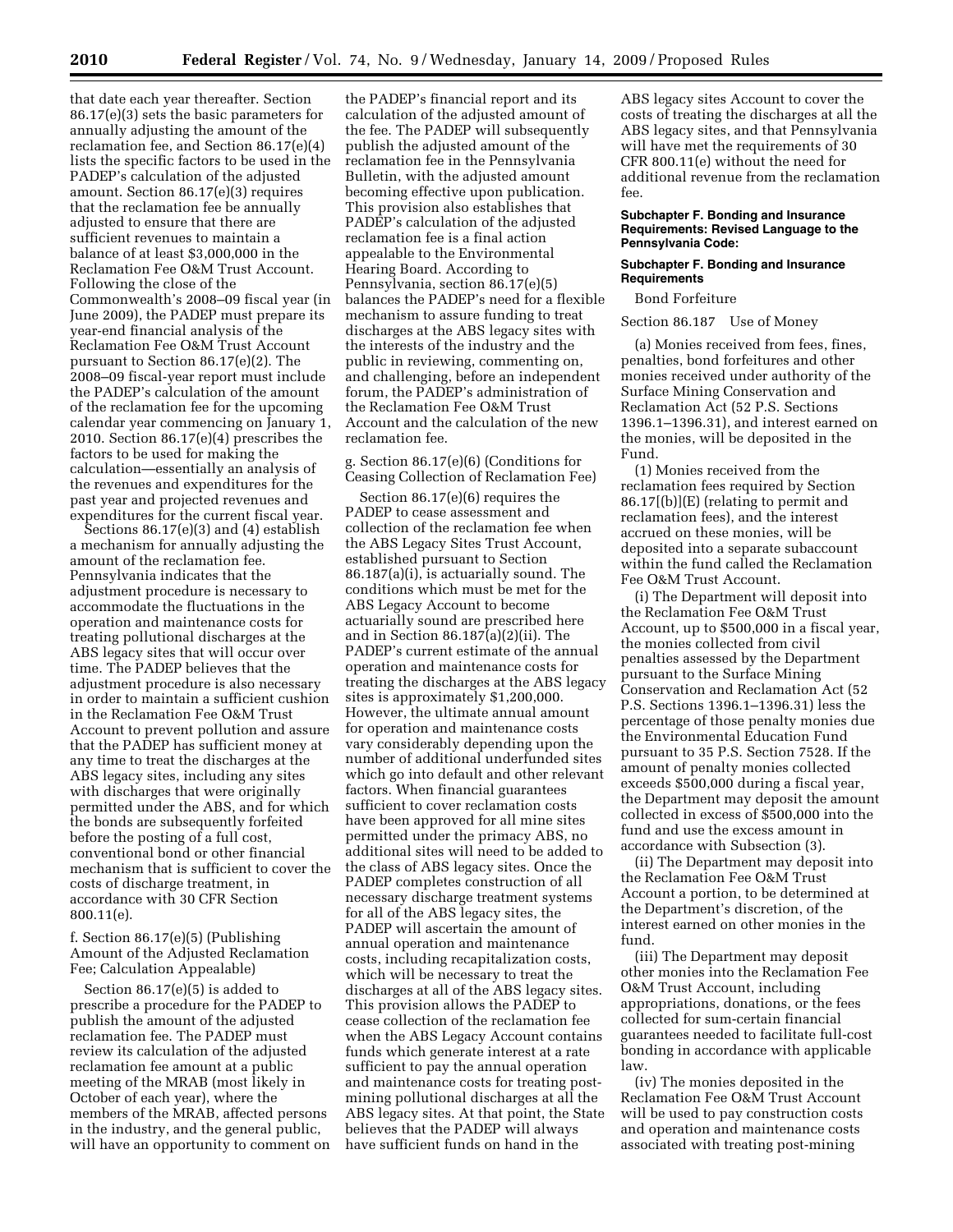that date each year thereafter. Section 86.17(e)(3) sets the basic parameters for annually adjusting the amount of the reclamation fee, and Section 86.17(e)(4) lists the specific factors to be used in the PADEP's calculation of the adjusted amount. Section 86.17(e)(3) requires that the reclamation fee be annually adjusted to ensure that there are sufficient revenues to maintain a balance of at least $3,000,000 in the Reclamation Fee O&M Trust Account. Following the close of the Commonwealth's 2008–09 fiscal year (in June 2009), the PADEP must prepare its year-end financial analysis of the Reclamation Fee O&M Trust Account pursuant to Section 86.17(e)(2). The 2008–09 fiscal-year report must include the PADEP's calculation of the amount of the reclamation fee for the upcoming calendar year commencing on January 1, 2010. Section 86.17(e)(4) prescribes the factors to be used for making the calculation—essentially an analysis of the revenues and expenditures for the past year and projected revenues and expenditures for the current fiscal year.

Sections 86.17(e)(3) and (4) establish a mechanism for annually adjusting the amount of the reclamation fee. Pennsylvania indicates that the adjustment procedure is necessary to accommodate the fluctuations in the operation and maintenance costs for treating pollutional discharges at the ABS legacy sites that will occur over time. The PADEP believes that the adjustment procedure is also necessary in order to maintain a sufficient cushion in the Reclamation Fee O&M Trust Account to prevent pollution and assure that the PADEP has sufficient money at any time to treat the discharges at the ABS legacy sites, including any sites with discharges that were originally permitted under the ABS, and for which the bonds are subsequently forfeited before the posting of a full cost, conventional bond or other financial mechanism that is sufficient to cover the costs of discharge treatment, in accordance with 30 CFR Section 800.11(e).

f. Section 86.17(e)(5) (Publishing Amount of the Adjusted Reclamation Fee; Calculation Appealable)

Section 86.17(e)(5) is added to prescribe a procedure for the PADEP to publish the amount of the adjusted reclamation fee. The PADEP must review its calculation of the adjusted reclamation fee amount at a public meeting of the MRAB (most likely in October of each year), where the members of the MRAB, affected persons in the industry, and the general public, will have an opportunity to comment on the PADEP's financial report and its calculation of the adjusted amount of the fee. The PADEP will subsequently publish the adjusted amount of the reclamation fee in the Pennsylvania Bulletin, with the adjusted amount becoming effective upon publication. This provision also establishes that PADEP's calculation of the adjusted reclamation fee is a final action appealable to the Environmental Hearing Board. According to Pennsylvania, section 86.17(e)(5) balances the PADEP's need for a flexible mechanism to assure funding to treat discharges at the ABS legacy sites with the interests of the industry and the public in reviewing, commenting on, and challenging, before an independent forum, the PADEP's administration of the Reclamation Fee O&M Trust Account and the calculation of the new reclamation fee.

g. Section 86.17(e)(6) (Conditions for Ceasing Collection of Reclamation Fee)

Section 86.17(e)(6) requires the PADEP to cease assessment and collection of the reclamation fee when the ABS Legacy Sites Trust Account, established pursuant to Section 86.187(a)(i), is actuarially sound. The conditions which must be met for the ABS Legacy Account to become actuarially sound are prescribed here and in Section 86.187(a)(2)(ii). The PADEP's current estimate of the annual operation and maintenance costs for treating the discharges at the ABS legacy sites is approximately $1,200,000. However, the ultimate annual amount for operation and maintenance costs vary considerably depending upon the number of additional underfunded sites which go into default and other relevant factors. When financial guarantees sufficient to cover reclamation costs have been approved for all mine sites permitted under the primacy ABS, no additional sites will need to be added to the class of ABS legacy sites. Once the PADEP completes construction of all necessary discharge treatment systems for all of the ABS legacy sites, the PADEP will ascertain the amount of annual operation and maintenance costs, including recapitalization costs, which will be necessary to treat the discharges at all of the ABS legacy sites. This provision allows the PADEP to cease collection of the reclamation fee when the ABS Legacy Account contains funds which generate interest at a rate sufficient to pay the annual operation and maintenance costs for treating post-mining pollutional discharges at all the ABS legacy sites. At that point, the State believes that the PADEP will always have sufficient funds on hand in the ABS legacy sites Account to cover the costs of treating the discharges at all the ABS legacy sites, and that Pennsylvania will have met the requirements of 30 CFR 800.11(e) without the need for additional revenue from the reclamation fee.

**Subchapter F. Bonding and Insurance Requirements: Revised Language to the Pennsylvania Code:**

**Subchapter F. Bonding and Insurance Requirements**

Bond Forfeiture

Section 86.187 Use of Money

(a) Monies received from fees, fines, penalties, bond forfeitures and other monies received under authority of the Surface Mining Conservation and Reclamation Act (52 P.S. Sections 1396.1–1396.31), and interest earned on the monies, will be deposited in the Fund.

(1) Monies received from the reclamation fees required by Section 86.17[(b)](E) (relating to permit and reclamation fees), and the interest accrued on these monies, will be deposited into a separate subaccount within the fund called the Reclamation Fee O&M Trust Account.

(i) The Department will deposit into the Reclamation Fee O&M Trust Account, up to $500,000 in a fiscal year, the monies collected from civil penalties assessed by the Department pursuant to the Surface Mining Conservation and Reclamation Act (52 P.S. Sections 1396.1–1396.31) less the percentage of those penalty monies due the Environmental Education Fund pursuant to 35 P.S. Section 7528. If the amount of penalty monies collected exceeds $500,000 during a fiscal year, the Department may deposit the amount collected in excess of $500,000 into the fund and use the excess amount in accordance with Subsection (3).

(ii) The Department may deposit into the Reclamation Fee O&M Trust Account a portion, to be determined at the Department's discretion, of the interest earned on other monies in the fund.

(iii) The Department may deposit other monies into the Reclamation Fee O&M Trust Account, including appropriations, donations, or the fees collected for sum-certain financial guarantees needed to facilitate full-cost bonding in accordance with applicable law.

(iv) The monies deposited in the Reclamation Fee O&M Trust Account will be used to pay construction costs and operation and maintenance costs associated with treating post-mining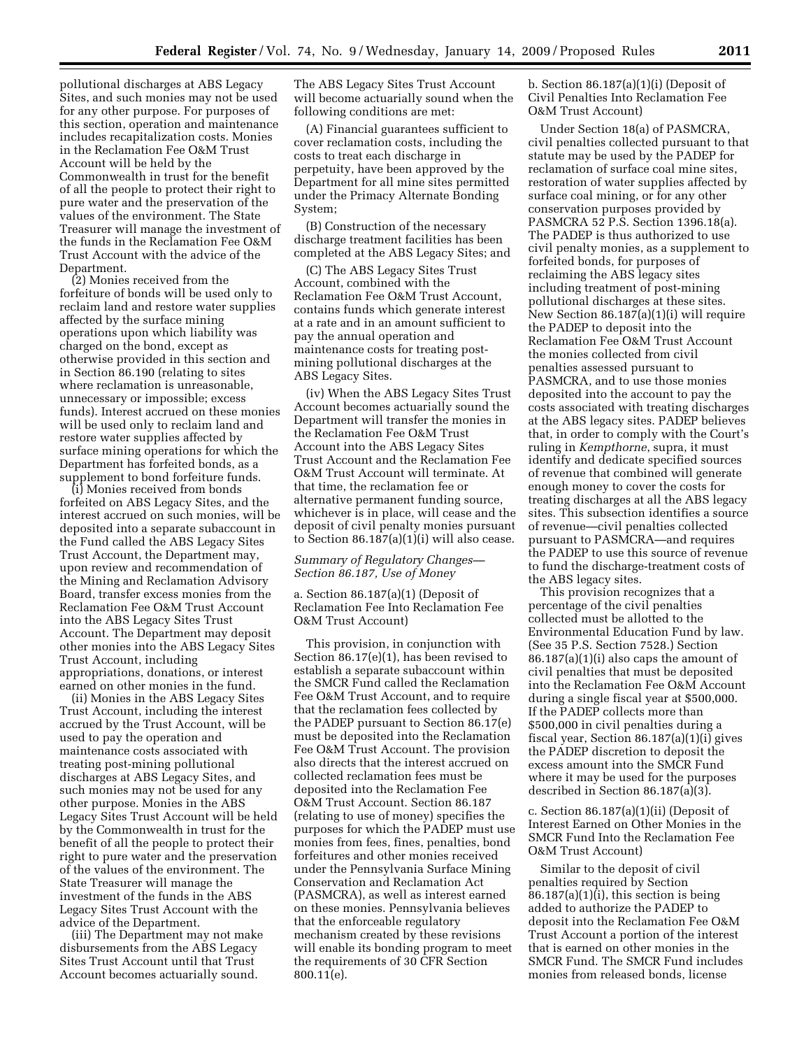pollutional discharges at ABS Legacy Sites, and such monies may not be used for any other purpose. For purposes of this section, operation and maintenance includes recapitalization costs. Monies in the Reclamation Fee O&M Trust Account will be held by the Commonwealth in trust for the benefit of all the people to protect their right to pure water and the preservation of the values of the environment. The State Treasurer will manage the investment of the funds in the Reclamation Fee O&M Trust Account with the advice of the Department.

(2) Monies received from the forfeiture of bonds will be used only to reclaim land and restore water supplies affected by the surface mining operations upon which liability was charged on the bond, except as otherwise provided in this section and in Section 86.190 (relating to sites where reclamation is unreasonable, unnecessary or impossible; excess funds). Interest accrued on these monies will be used only to reclaim land and restore water supplies affected by surface mining operations for which the Department has forfeited bonds, as a supplement to bond forfeiture funds.

(i) Monies received from bonds forfeited on ABS Legacy Sites, and the interest accrued on such monies, will be deposited into a separate subaccount in the Fund called the ABS Legacy Sites Trust Account, the Department may, upon review and recommendation of the Mining and Reclamation Advisory Board, transfer excess monies from the Reclamation Fee O&M Trust Account into the ABS Legacy Sites Trust Account. The Department may deposit other monies into the ABS Legacy Sites Trust Account, including appropriations, donations, or interest earned on other monies in the fund.

(ii) Monies in the ABS Legacy Sites Trust Account, including the interest accrued by the Trust Account, will be used to pay the operation and maintenance costs associated with treating post-mining pollutional discharges at ABS Legacy Sites, and such monies may not be used for any other purpose. Monies in the ABS Legacy Sites Trust Account will be held by the Commonwealth in trust for the benefit of all the people to protect their right to pure water and the preservation of the values of the environment. The State Treasurer will manage the investment of the funds in the ABS Legacy Sites Trust Account with the advice of the Department.

(iii) The Department may not make disbursements from the ABS Legacy Sites Trust Account until that Trust Account becomes actuarially sound. The ABS Legacy Sites Trust Account will become actuarially sound when the following conditions are met:

(A) Financial guarantees sufficient to cover reclamation costs, including the costs to treat each discharge in perpetuity, have been approved by the Department for all mine sites permitted under the Primacy Alternate Bonding System;

(B) Construction of the necessary discharge treatment facilities has been completed at the ABS Legacy Sites; and

(C) The ABS Legacy Sites Trust Account, combined with the Reclamation Fee O&M Trust Account, contains funds which generate interest at a rate and in an amount sufficient to pay the annual operation and maintenance costs for treating post-mining pollutional discharges at the ABS Legacy Sites.

(iv) When the ABS Legacy Sites Trust Account becomes actuarially sound the Department will transfer the monies in the Reclamation Fee O&M Trust Account into the ABS Legacy Sites Trust Account and the Reclamation Fee O&M Trust Account will terminate. At that time, the reclamation fee or alternative permanent funding source, whichever is in place, will cease and the deposit of civil penalty monies pursuant to Section 86.187(a)(1)(i) will also cease.

*Summary of Regulatory Changes—Section 86.187, Use of Money*

a. Section 86.187(a)(1) (Deposit of Reclamation Fee Into Reclamation Fee O&M Trust Account)

This provision, in conjunction with Section 86.17(e)(1), has been revised to establish a separate subaccount within the SMCR Fund called the Reclamation Fee O&M Trust Account, and to require that the reclamation fees collected by the PADEP pursuant to Section 86.17(e) must be deposited into the Reclamation Fee O&M Trust Account. The provision also directs that the interest accrued on collected reclamation fees must be deposited into the Reclamation Fee O&M Trust Account. Section 86.187 (relating to use of money) specifies the purposes for which the PADEP must use monies from fees, fines, penalties, bond forfeitures and other monies received under the Pennsylvania Surface Mining Conservation and Reclamation Act (PASMCRA), as well as interest earned on these monies. Pennsylvania believes that the enforceable regulatory mechanism created by these revisions will enable its bonding program to meet the requirements of 30 CFR Section 800.11(e).

b. Section 86.187(a)(1)(i) (Deposit of Civil Penalties Into Reclamation Fee O&M Trust Account)

Under Section 18(a) of PASMCRA, civil penalties collected pursuant to that statute may be used by the PADEP for reclamation of surface coal mine sites, restoration of water supplies affected by surface coal mining, or for any other conservation purposes provided by PASMCRA 52 P.S. Section 1396.18(a). The PADEP is thus authorized to use civil penalty monies, as a supplement to forfeited bonds, for purposes of reclaiming the ABS legacy sites including treatment of post-mining pollutional discharges at these sites. New Section 86.187(a)(1)(i) will require the PADEP to deposit into the Reclamation Fee O&M Trust Account the monies collected from civil penalties assessed pursuant to PASMCRA, and to use those monies deposited into the account to pay the costs associated with treating discharges at the ABS legacy sites. PADEP believes that, in order to comply with the Court's ruling in *Kempthorne*, supra, it must identify and dedicate specified sources of revenue that combined will generate enough money to cover the costs for treating discharges at all the ABS legacy sites. This subsection identifies a source of revenue—civil penalties collected pursuant to PASMCRA—and requires the PADEP to use this source of revenue to fund the discharge-treatment costs of the ABS legacy sites.

This provision recognizes that a percentage of the civil penalties collected must be allotted to the Environmental Education Fund by law. (See 35 P.S. Section 7528.) Section 86.187(a)(1)(i) also caps the amount of civil penalties that must be deposited into the Reclamation Fee O&M Account during a single fiscal year at $500,000. If the PADEP collects more than $500,000 in civil penalties during a fiscal year, Section 86.187(a)(1)(i) gives the PADEP discretion to deposit the excess amount into the SMCR Fund where it may be used for the purposes described in Section 86.187(a)(3).

c. Section 86.187(a)(1)(ii) (Deposit of Interest Earned on Other Monies in the SMCR Fund Into the Reclamation Fee O&M Trust Account)

Similar to the deposit of civil penalties required by Section 86.187(a)(1)(i), this section is being added to authorize the PADEP to deposit into the Reclamation Fee O&M Trust Account a portion of the interest that is earned on other monies in the SMCR Fund. The SMCR Fund includes monies from released bonds, license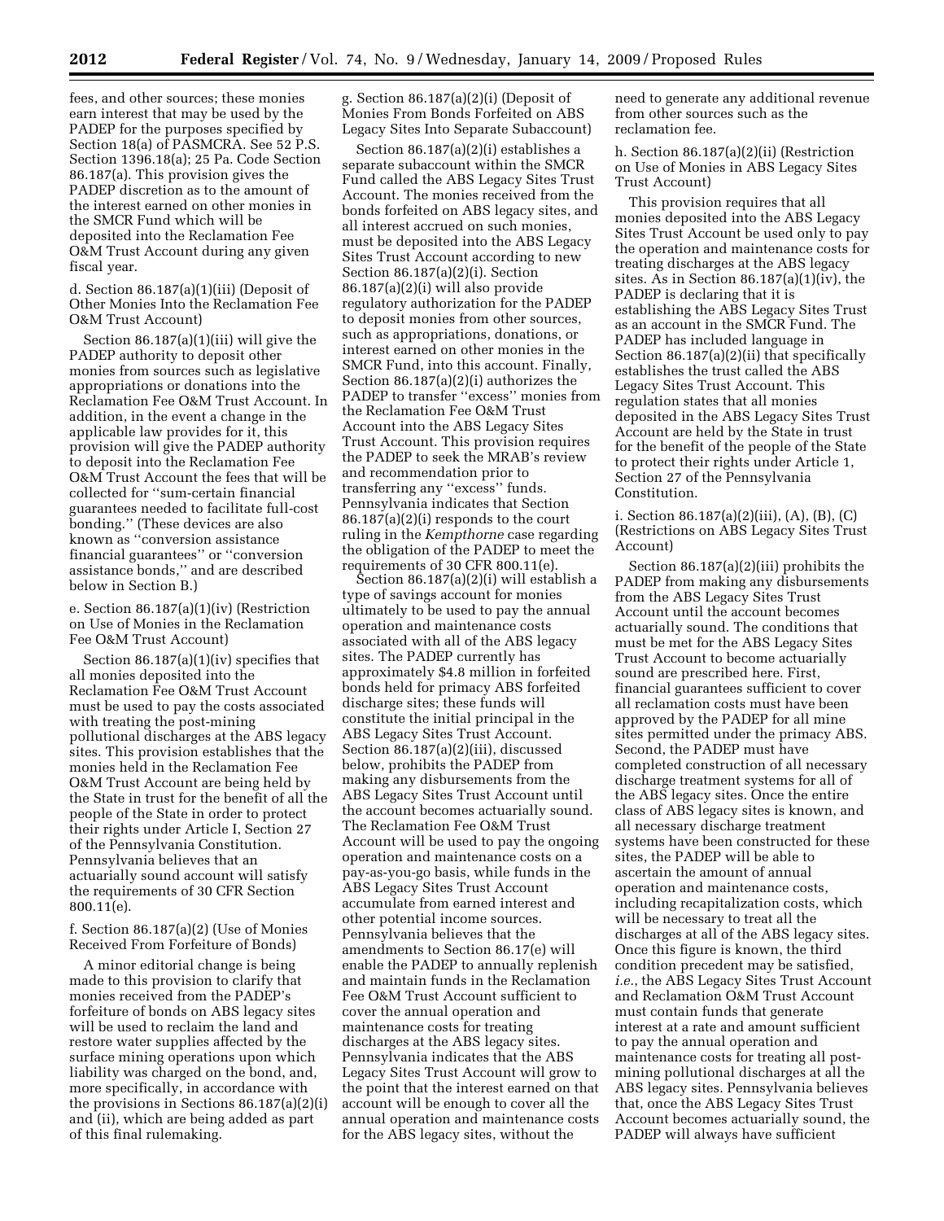fees, and other sources; these monies earn interest that may be used by the PADEP for the purposes specified by Section 18(a) of PASMCRA. See 52 P.S. Section 1396.18(a); 25 Pa. Code Section 86.187(a). This provision gives the PADEP discretion as to the amount of the interest earned on other monies in the SMCR Fund which will be deposited into the Reclamation Fee O&M Trust Account during any given fiscal year.

d. Section 86.187(a)(1)(iii) (Deposit of Other Monies Into the Reclamation Fee O&M Trust Account)

Section 86.187(a)(1)(iii) will give the PADEP authority to deposit other monies from sources such as legislative appropriations or donations into the Reclamation Fee O&M Trust Account. In addition, in the event a change in the applicable law provides for it, this provision will give the PADEP authority to deposit into the Reclamation Fee O&M Trust Account the fees that will be collected for ''sum-certain financial guarantees needed to facilitate full-cost bonding.'' (These devices are also known as ''conversion assistance financial guarantees'' or ''conversion assistance bonds,'' and are described below in Section B.)

e. Section 86.187(a)(1)(iv) (Restriction on Use of Monies in the Reclamation Fee O&M Trust Account)

Section 86.187(a)(1)(iv) specifies that all monies deposited into the Reclamation Fee O&M Trust Account must be used to pay the costs associated with treating the post-mining pollutional discharges at the ABS legacy sites. This provision establishes that the monies held in the Reclamation Fee O&M Trust Account are being held by the State in trust for the benefit of all the people of the State in order to protect their rights under Article I, Section 27 of the Pennsylvania Constitution. Pennsylvania believes that an actuarially sound account will satisfy the requirements of 30 CFR Section 800.11(e).

f. Section 86.187(a)(2) (Use of Monies Received From Forfeiture of Bonds)

A minor editorial change is being made to this provision to clarify that monies received from the PADEP's forfeiture of bonds on ABS legacy sites will be used to reclaim the land and restore water supplies affected by the surface mining operations upon which liability was charged on the bond, and, more specifically, in accordance with the provisions in Sections 86.187(a)(2)(i) and (ii), which are being added as part of this final rulemaking.

g. Section 86.187(a)(2)(i) (Deposit of Monies From Bonds Forfeited on ABS Legacy Sites Into Separate Subaccount)

Section 86.187(a)(2)(i) establishes a separate subaccount within the SMCR Fund called the ABS Legacy Sites Trust Account. The monies received from the bonds forfeited on ABS legacy sites, and all interest accrued on such monies, must be deposited into the ABS Legacy Sites Trust Account according to new Section 86.187(a)(2)(i). Section 86.187(a)(2)(i) will also provide regulatory authorization for the PADEP to deposit monies from other sources, such as appropriations, donations, or interest earned on other monies in the SMCR Fund, into this account. Finally, Section 86.187(a)(2)(i) authorizes the PADEP to transfer ''excess'' monies from the Reclamation Fee O&M Trust Account into the ABS Legacy Sites Trust Account. This provision requires the PADEP to seek the MRAB's review and recommendation prior to transferring any ''excess'' funds. Pennsylvania indicates that Section 86.187(a)(2)(i) responds to the court ruling in the *Kempthorne* case regarding the obligation of the PADEP to meet the requirements of 30 CFR 800.11(e).

Section 86.187(a)(2)(i) will establish a type of savings account for monies ultimately to be used to pay the annual operation and maintenance costs associated with all of the ABS legacy sites. The PADEP currently has approximately $4.8 million in forfeited bonds held for primary ABS forfeited discharge sites; these funds will constitute the initial principal in the ABS Legacy Sites Trust Account. Section 86.187(a)(2)(iii), discussed below, prohibits the PADEP from making any disbursements from the ABS Legacy Sites Trust Account until the account becomes actuarially sound. The Reclamation Fee O&M Trust Account will be used to pay the ongoing operation and maintenance costs on a pay-as-you-go basis, while funds in the ABS Legacy Sites Trust Account accumulate from earned interest and other potential income sources. Pennsylvania believes that the amendments to Section 86.17(e) will enable the PADEP to annually replenish and maintain funds in the Reclamation Fee O&M Trust Account sufficient to cover the annual operation and maintenance costs for treating discharges at the ABS legacy sites. Pennsylvania indicates that the ABS Legacy Sites Trust Account will grow to the point that the interest earned on that account will be enough to cover all the annual operation and maintenance costs for the ABS legacy sites, without the need to generate any additional revenue from other sources such as the reclamation fee.

h. Section 86.187(a)(2)(ii) (Restriction on Use of Monies in ABS Legacy Sites Trust Account)

This provision requires that all monies deposited into the ABS Legacy Sites Trust Account be used only to pay the operation and maintenance costs for treating discharges at the ABS legacy sites. As in Section 86.187(a)(1)(iv), the PADEP is declaring that it is establishing the ABS Legacy Sites Trust as an account in the SMCR Fund. The PADEP has included language in Section 86.187(a)(2)(ii) that specifically establishes the trust called the ABS Legacy Sites Trust Account. This regulation states that all monies deposited in the ABS Legacy Sites Trust Account are held by the State in trust for the benefit of the people of the State to protect their rights under Article 1, Section 27 of the Pennsylvania Constitution.

i. Section 86.187(a)(2)(iii), (A), (B), (C) (Restrictions on ABS Legacy Sites Trust Account)

Section 86.187(a)(2)(iii) prohibits the PADEP from making any disbursements from the ABS Legacy Sites Trust Account until the account becomes actuarially sound. The conditions that must be met for the ABS Legacy Sites Trust Account to become actuarially sound are prescribed here. First, financial guarantees sufficient to cover all reclamation costs must have been approved by the PADEP for all mine sites permitted under the primary ABS. Second, the PADEP must have completed construction of all necessary discharge treatment systems for all of the ABS legacy sites. Once the entire class of ABS legacy sites is known, and all necessary discharge treatment systems have been constructed for these sites, the PADEP will be able to ascertain the amount of annual operation and maintenance costs, including recapitalization costs, which will be necessary to treat all the discharges at all of the ABS legacy sites. Once this figure is known, the third condition precedent may be satisfied, *i.e.*, the ABS Legacy Sites Trust Account and Reclamation O&M Trust Account must contain funds that generate interest at a rate and amount sufficient to pay the annual operation and maintenance costs for treating all post-mining pollutional discharges at all the ABS legacy sites. Pennsylvania believes that, once the ABS Legacy Sites Trust Account becomes actuarially sound, the PADEP will always have sufficient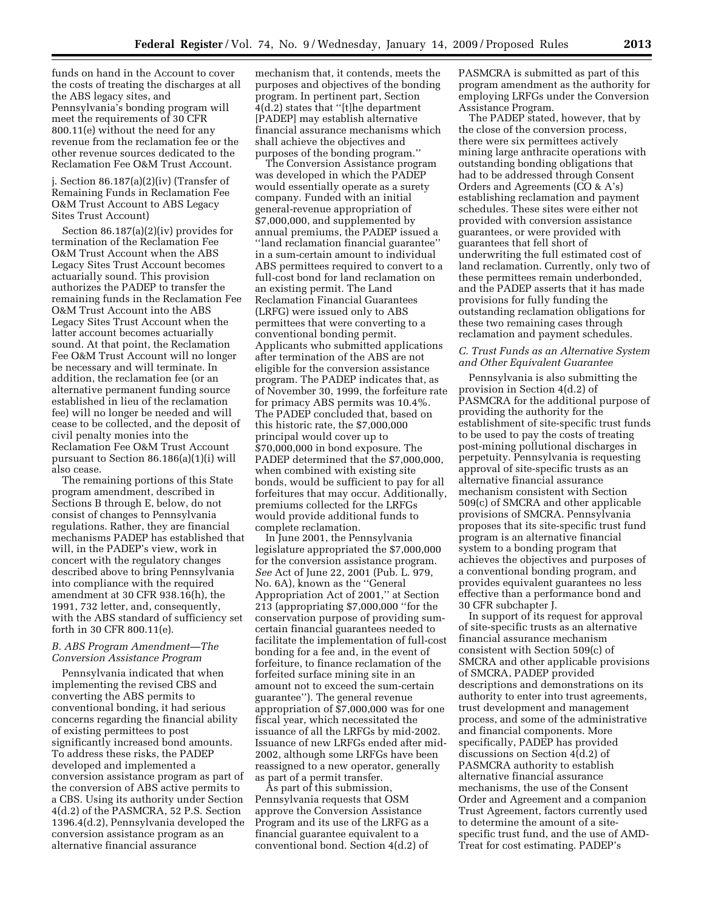funds on hand in the Account to cover the costs of treating the discharges at all the ABS legacy sites, and Pennsylvania's bonding program will meet the requirements of 30 CFR 800.11(e) without the need for any revenue from the reclamation fee or the other revenue sources dedicated to the Reclamation Fee O&M Trust Account.

j. Section 86.187(a)(2)(iv) (Transfer of Remaining Funds in Reclamation Fee O&M Trust Account to ABS Legacy Sites Trust Account)

Section 86.187(a)(2)(iv) provides for termination of the Reclamation Fee O&M Trust Account when the ABS Legacy Sites Trust Account becomes actuarially sound. This provision authorizes the PADEP to transfer the remaining funds in the Reclamation Fee O&M Trust Account into the ABS Legacy Sites Trust Account when the latter account becomes actuarially sound. At that point, the Reclamation Fee O&M Trust Account will no longer be necessary and will terminate. In addition, the reclamation fee (or an alternative permanent funding source established in lieu of the reclamation fee) will no longer be needed and will cease to be collected, and the deposit of civil penalty monies into the Reclamation Fee O&M Trust Account pursuant to Section 86.186(a)(1)(i) will also cease.

The remaining portions of this State program amendment, described in Sections B through E, below, do not consist of changes to Pennsylvania regulations. Rather, they are financial mechanisms PADEP has established that will, in the PADEP's view, work in concert with the regulatory changes described above to bring Pennsylvania into compliance with the required amendment at 30 CFR 938.16(h), the 1991, 732 letter, and, consequently, with the ABS standard of sufficiency set forth in 30 CFR 800.11(e).

### *B. ABS Program Amendment—The Conversion Assistance Program*

Pennsylvania indicated that when implementing the revised CBS and converting the ABS permits to conventional bonding, it had serious concerns regarding the financial ability of existing permittees to post significantly increased bond amounts. To address these risks, the PADEP developed and implemented a conversion assistance program as part of the conversion of ABS active permits to a CBS. Using its authority under Section 4(d.2) of the PASMCRA, 52 P.S. Section 1396.4(d.2), Pennsylvania developed the conversion assistance program as an alternative financial assurance mechanism that, it contends, meets the purposes and objectives of the bonding program. In pertinent part, Section 4(d.2) states that ''[t]he department [PADEP] may establish alternative financial assurance mechanisms which shall achieve the objectives and purposes of the bonding program.''

The Conversion Assistance program was developed in which the PADEP would essentially operate as a surety company. Funded with an initial general-revenue appropriation of $7,000,000, and supplemented by annual premiums, the PADEP issued a ''land reclamation financial guarantee'' in a sum-certain amount to individual ABS permittees required to convert to a full-cost bond for land reclamation on an existing permit. The Land Reclamation Financial Guarantees (LRFG) were issued only to ABS permittees that were converting to a conventional bonding permit. Applicants who submitted applications after termination of the ABS are not eligible for the conversion assistance program. The PADEP indicates that, as of November 30, 1999, the forfeiture rate for primacy ABS permits was 10.4%. The PADEP concluded that, based on this historic rate, the $7,000,000 principal would cover up to $70,000,000 in bond exposure. The PADEP determined that the $7,000,000, when combined with existing site bonds, would be sufficient to pay for all forfeitures that may occur. Additionally, premiums collected for the LRFGs would provide additional funds to complete reclamation.

In June 2001, the Pennsylvania legislature appropriated the $7,000,000 for the conversion assistance program. *See* Act of June 22, 2001 (Pub. L. 979, No. 6A), known as the ''General Appropriation Act of 2001,'' at Section 213 (appropriating $7,000,000 ''for the conservation purpose of providing sum-certain financial guarantees needed to facilitate the implementation of full-cost bonding for a fee and, in the event of forfeiture, to finance reclamation of the forfeited surface mining site in an amount not to exceed the sum-certain guarantee''). The general revenue appropriation of $7,000,000 was for one fiscal year, which necessitated the issuance of all the LRFGs by mid-2002. Issuance of new LRFGs ended after mid-2002, although some LRFGs have been reassigned to a new operator, generally as part of a permit transfer.

As part of this submission, Pennsylvania requests that OSM approve the Conversion Assistance Program and its use of the LRFG as a financial guarantee equivalent to a conventional bond. Section 4(d.2) of PASMCRA is submitted as part of this program amendment as the authority for employing LRFGs under the Conversion Assistance Program.

The PADEP stated, however, that by the close of the conversion process, there were six permittees actively mining large anthracite operations with outstanding bonding obligations that had to be addressed through Consent Orders and Agreements (CO & A's) establishing reclamation and payment schedules. These sites were either not provided with conversion assistance guarantees, or were provided with guarantees that fell short of underwriting the full estimated cost of land reclamation. Currently, only two of these permittees remain underbonded, and the PADEP asserts that it has made provisions for fully funding the outstanding reclamation obligations for these two remaining cases through reclamation and payment schedules.

### *C. Trust Funds as an Alternative System and Other Equivalent Guarantee*

Pennsylvania is also submitting the provision in Section 4(d.2) of PASMCRA for the additional purpose of providing the authority for the establishment of site-specific trust funds to be used to pay the costs of treating post-mining pollutional discharges in perpetuity. Pennsylvania is requesting approval of site-specific trusts as an alternative financial assurance mechanism consistent with Section 509(c) of SMCRA and other applicable provisions of SMCRA. Pennsylvania proposes that its site-specific trust fund program is an alternative financial system to a bonding program that achieves the objectives and purposes of a conventional bonding program, and provides equivalent guarantees no less effective than a performance bond and 30 CFR subchapter J.

In support of its request for approval of site-specific trusts as an alternative financial assurance mechanism consistent with Section 509(c) of SMCRA and other applicable provisions of SMCRA, PADEP provided descriptions and demonstrations on its authority to enter into trust agreements, trust development and management process, and some of the administrative and financial components. More specifically, PADEP has provided discussions on Section 4(d.2) of PASMCRA authority to establish alternative financial assurance mechanisms, the use of the Consent Order and Agreement and a companion Trust Agreement, factors currently used to determine the amount of a site-specific trust fund, and the use of AMD-Treat for cost estimating. PADEP's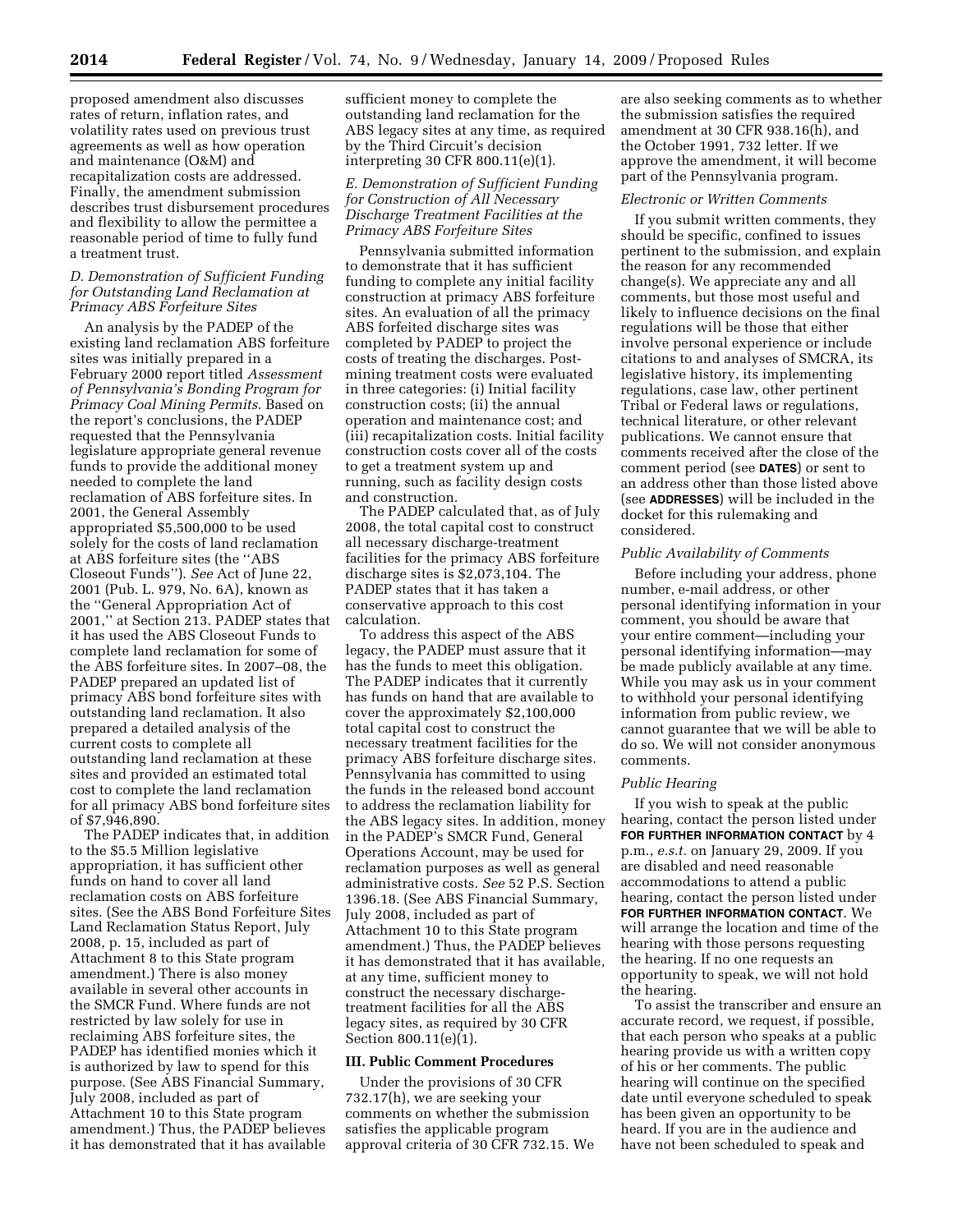proposed amendment also discusses rates of return, inflation rates, and volatility rates used on previous trust agreements as well as how operation and maintenance (O&M) and recapitalization costs are addressed. Finally, the amendment submission describes trust disbursement procedures and flexibility to allow the permittee a reasonable period of time to fully fund a treatment trust.

### *D. Demonstration of Sufficient Funding for Outstanding Land Reclamation at Primacy ABS Forfeiture Sites*

An analysis by the PADEP of the existing land reclamation ABS forfeiture sites was initially prepared in a February 2000 report titled *Assessment of Pennsylvania's Bonding Program for Primacy Coal Mining Permits*. Based on the report's conclusions, the PADEP requested that the Pennsylvania legislature appropriate general revenue funds to provide the additional money needed to complete the land reclamation of ABS forfeiture sites. In 2001, the General Assembly appropriated $5,500,000 to be used solely for the costs of land reclamation at ABS forfeiture sites (the ''ABS Closeout Funds''). *See* Act of June 22, 2001 (Pub. L. 979, No. 6A), known as the ''General Appropriation Act of 2001,'' at Section 213. PADEP states that it has used the ABS Closeout Funds to complete land reclamation for some of the ABS forfeiture sites. In 2007–08, the PADEP prepared an updated list of primacy ABS bond forfeiture sites with outstanding land reclamation. It also prepared a detailed analysis of the current costs to complete all outstanding land reclamation at these sites and provided an estimated total cost to complete the land reclamation for all primacy ABS bond forfeiture sites of $7,946,890.

The PADEP indicates that, in addition to the $5.5 Million legislative appropriation, it has sufficient other funds on hand to cover all land reclamation costs on ABS forfeiture sites. (See the ABS Bond Forfeiture Sites Land Reclamation Status Report, July 2008, p. 15, included as part of Attachment 8 to this State program amendment.) There is also money available in several other accounts in the SMCR Fund. Where funds are not restricted by law solely for use in reclaiming ABS forfeiture sites, the PADEP has identified monies which it is authorized by law to spend for this purpose. (See ABS Financial Summary, July 2008, included as part of Attachment 10 to this State program amendment.) Thus, the PADEP believes it has demonstrated that it has available sufficient money to complete the outstanding land reclamation for the ABS legacy sites at any time, as required by the Third Circuit's decision interpreting 30 CFR 800.11(e)(1).

### *E. Demonstration of Sufficient Funding for Construction of All Necessary Discharge Treatment Facilities at the Primacy ABS Forfeiture Sites*

Pennsylvania submitted information to demonstrate that it has sufficient funding to complete any initial facility construction at primacy ABS forfeiture sites. An evaluation of all the primacy ABS forfeited discharge sites was completed by PADEP to project the costs of treating the discharges. Post-mining treatment costs were evaluated in three categories: (i) Initial facility construction costs; (ii) the annual operation and maintenance cost; and (iii) recapitalization costs. Initial facility construction costs cover all of the costs to get a treatment system up and running, such as facility design costs and construction.

The PADEP calculated that, as of July 2008, the total capital cost to construct all necessary discharge-treatment facilities for the primacy ABS forfeiture discharge sites is $2,073,104. The PADEP states that it has taken a conservative approach to this cost calculation.

To address this aspect of the ABS legacy, the PADEP must assure that it has the funds to meet this obligation. The PADEP indicates that it currently has funds on hand that are available to cover the approximately $2,100,000 total capital cost to construct the necessary treatment facilities for the primacy ABS forfeiture discharge sites. Pennsylvania has committed to using the funds in the released bond account to address the reclamation liability for the ABS legacy sites. In addition, money in the PADEP's SMCR Fund, General Operations Account, may be used for reclamation purposes as well as general administrative costs. *See* 52 P.S. Section 1396.18. (See ABS Financial Summary, July 2008, included as part of Attachment 10 to this State program amendment.) Thus, the PADEP believes it has demonstrated that it has available, at any time, sufficient money to construct the necessary discharge-treatment facilities for all the ABS legacy sites, as required by 30 CFR Section 800.11(e)(1).

## III. Public Comment Procedures

Under the provisions of 30 CFR 732.17(h), we are seeking your comments on whether the submission satisfies the applicable program approval criteria of 30 CFR 732.15. We are also seeking comments as to whether the submission satisfies the required amendment at 30 CFR 938.16(h), and the October 1991, 732 letter. If we approve the amendment, it will become part of the Pennsylvania program.

### *Electronic or Written Comments*

If you submit written comments, they should be specific, confined to issues pertinent to the submission, and explain the reason for any recommended change(s). We appreciate any and all comments, but those most useful and likely to influence decisions on the final regulations will be those that either involve personal experience or include citations to and analyses of SMCRA, its legislative history, its implementing regulations, case law, other pertinent Tribal or Federal laws or regulations, technical literature, or other relevant publications. We cannot ensure that comments received after the close of the comment period (see **DATES**) or sent to an address other than those listed above (see **ADDRESSES**) will be included in the docket for this rulemaking and considered.

### *Public Availability of Comments*

Before including your address, phone number, e-mail address, or other personal identifying information in your comment, you should be aware that your entire comment—including your personal identifying information—may be made publicly available at any time. While you may ask us in your comment to withhold your personal identifying information from public review, we cannot guarantee that we will be able to do so. We will not consider anonymous comments.

### *Public Hearing*

If you wish to speak at the public hearing, contact the person listed under **FOR FURTHER INFORMATION CONTACT** by 4 p.m., *e.s.t.* on January 29, 2009. If you are disabled and need reasonable accommodations to attend a public hearing, contact the person listed under **FOR FURTHER INFORMATION CONTACT**. We will arrange the location and time of the hearing with those persons requesting the hearing. If no one requests an opportunity to speak, we will not hold the hearing.

To assist the transcriber and ensure an accurate record, we request, if possible, that each person who speaks at a public hearing provide us with a written copy of his or her comments. The public hearing will continue on the specified date until everyone scheduled to speak has been given an opportunity to be heard. If you are in the audience and have not been scheduled to speak and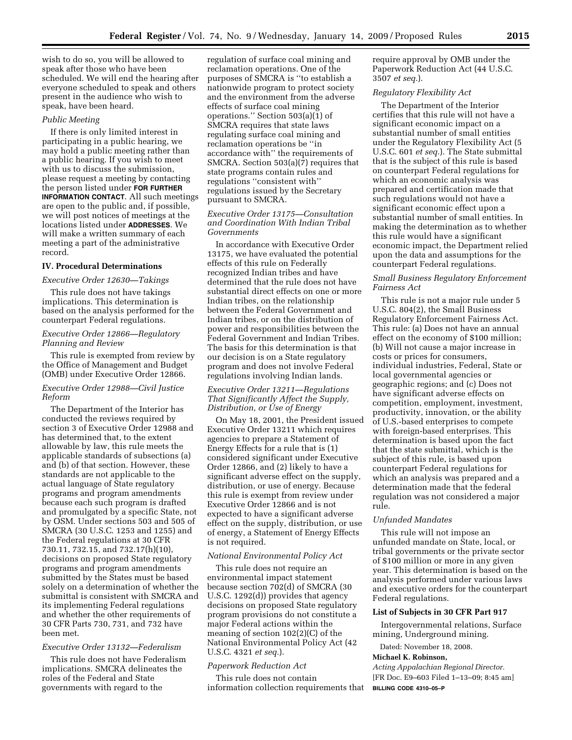wish to do so, you will be allowed to speak after those who have been scheduled. We will end the hearing after everyone scheduled to speak and others present in the audience who wish to speak, have been heard.

*Public Meeting*

If there is only limited interest in participating in a public hearing, we may hold a public meeting rather than a public hearing. If you wish to meet with us to discuss the submission, please request a meeting by contacting the person listed under **FOR FURTHER INFORMATION CONTACT**. All such meetings are open to the public and, if possible, we will post notices of meetings at the locations listed under **ADDRESSES**. We will make a written summary of each meeting a part of the administrative record.

## IV. Procedural Determinations

*Executive Order 12630—Takings*

This rule does not have takings implications. This determination is based on the analysis performed for the counterpart Federal regulations.

*Executive Order 12866—Regulatory Planning and Review*

This rule is exempted from review by the Office of Management and Budget (OMB) under Executive Order 12866.

*Executive Order 12988—Civil Justice Reform*

The Department of the Interior has conducted the reviews required by section 3 of Executive Order 12988 and has determined that, to the extent allowable by law, this rule meets the applicable standards of subsections (a) and (b) of that section. However, these standards are not applicable to the actual language of State regulatory programs and program amendments because each such program is drafted and promulgated by a specific State, not by OSM. Under sections 503 and 505 of SMCRA (30 U.S.C. 1253 and 1255) and the Federal regulations at 30 CFR 730.11, 732.15, and 732.17(h)(10), decisions on proposed State regulatory programs and program amendments submitted by the States must be based solely on a determination of whether the submittal is consistent with SMCRA and its implementing Federal regulations and whether the other requirements of 30 CFR Parts 730, 731, and 732 have been met.

*Executive Order 13132—Federalism*

This rule does not have Federalism implications. SMCRA delineates the roles of the Federal and State governments with regard to the regulation of surface coal mining and reclamation operations. One of the purposes of SMCRA is ''to establish a nationwide program to protect society and the environment from the adverse effects of surface coal mining operations.'' Section 503(a)(1) of SMCRA requires that state laws regulating surface coal mining and reclamation operations be ''in accordance with'' the requirements of SMCRA. Section 503(a)(7) requires that state programs contain rules and regulations ''consistent with'' regulations issued by the Secretary pursuant to SMCRA.

*Executive Order 13175—Consultation and Coordination With Indian Tribal Governments*

In accordance with Executive Order 13175, we have evaluated the potential effects of this rule on Federally recognized Indian tribes and have determined that the rule does not have substantial direct effects on one or more Indian tribes, on the relationship between the Federal Government and Indian tribes, or on the distribution of power and responsibilities between the Federal Government and Indian Tribes. The basis for this determination is that our decision is on a State regulatory program and does not involve Federal regulations involving Indian lands.

*Executive Order 13211—Regulations That Significantly Affect the Supply, Distribution, or Use of Energy*

On May 18, 2001, the President issued Executive Order 13211 which requires agencies to prepare a Statement of Energy Effects for a rule that is (1) considered significant under Executive Order 12866, and (2) likely to have a significant adverse effect on the supply, distribution, or use of energy. Because this rule is exempt from review under Executive Order 12866 and is not expected to have a significant adverse effect on the supply, distribution, or use of energy, a Statement of Energy Effects is not required.

*National Environmental Policy Act*

This rule does not require an environmental impact statement because section 702(d) of SMCRA (30 U.S.C. 1292(d)) provides that agency decisions on proposed State regulatory program provisions do not constitute a major Federal actions within the meaning of section 102(2)(C) of the National Environmental Policy Act (42 U.S.C. 4321 *et seq.*).

*Paperwork Reduction Act*

This rule does not contain information collection requirements that require approval by OMB under the Paperwork Reduction Act (44 U.S.C. 3507 *et seq.*).

*Regulatory Flexibility Act*

The Department of the Interior certifies that this rule will not have a significant economic impact on a substantial number of small entities under the Regulatory Flexibility Act (5 U.S.C. 601 *et seq.*). The State submittal that is the subject of this rule is based on counterpart Federal regulations for which an economic analysis was prepared and certification made that such regulations would not have a significant economic effect upon a substantial number of small entities. In making the determination as to whether this rule would have a significant economic impact, the Department relied upon the data and assumptions for the counterpart Federal regulations.

*Small Business Regulatory Enforcement Fairness Act*

This rule is not a major rule under 5 U.S.C. 804(2), the Small Business Regulatory Enforcement Fairness Act. This rule: (a) Does not have an annual effect on the economy of $100 million; (b) Will not cause a major increase in costs or prices for consumers, individual industries, Federal, State or local governmental agencies or geographic regions; and (c) Does not have significant adverse effects on competition, employment, investment, productivity, innovation, or the ability of U.S.-based enterprises to compete with foreign-based enterprises. This determination is based upon the fact that the state submittal, which is the subject of this rule, is based upon counterpart Federal regulations for which an analysis was prepared and a determination made that the federal regulation was not considered a major rule.

*Unfunded Mandates*

This rule will not impose an unfunded mandate on State, local, or tribal governments or the private sector of $100 million or more in any given year. This determination is based on the analysis performed under various laws and executive orders for the counterpart Federal regulations.

**List of Subjects in 30 CFR Part 917**

Intergovernmental relations, Surface mining, Underground mining.

Dated: November 18, 2008.

**Michael K. Robinson,**

*Acting Appalachian Regional Director.*

[FR Doc. E9–603 Filed 1–13–09; 8:45 am]

**BILLING CODE 4310–05–P**